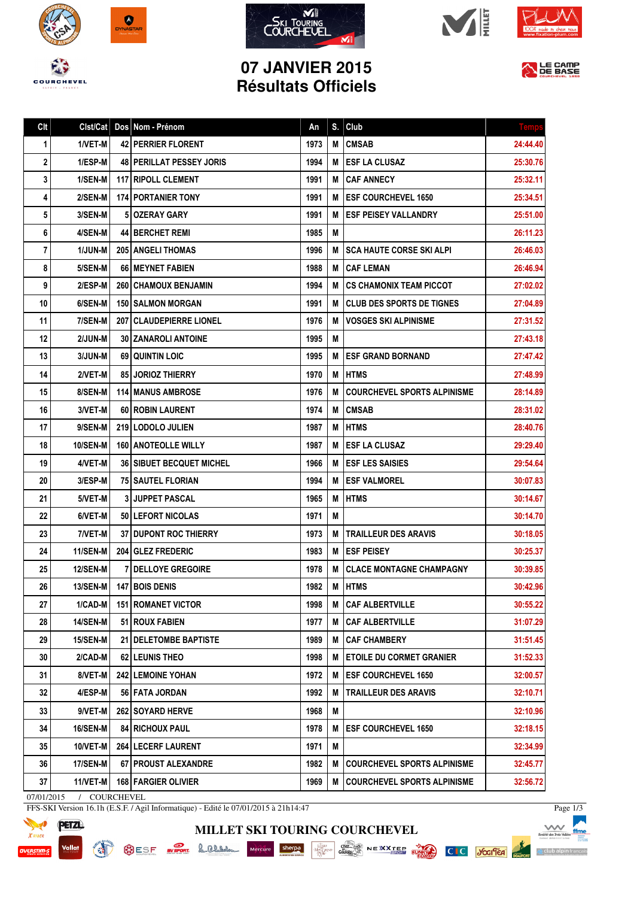# 07 JANVIER 2015
# Résultats Officiels

| Clt | Clst/Cat | Dos | Nom - Prénom | An | S. | Club | Temps |
|---|---|---|---|---|---|---|---|
| 1 | 1/VET-M | 42 | PERRIER FLORENT | 1973 | M | CMSAB | 24:44.40 |
| 2 | 1/ESP-M | 48 | PERILLAT PESSEY JORIS | 1994 | M | ESF LA CLUSAZ | 25:30.76 |
| 3 | 1/SEN-M | 117 | RIPOLL CLEMENT | 1991 | M | CAF ANNECY | 25:32.11 |
| 4 | 2/SEN-M | 174 | PORTANIER TONY | 1991 | M | ESF COURCHEVEL 1650 | 25:34.51 |
| 5 | 3/SEN-M | 5 | OZERAY GARY | 1991 | M | ESF PEISEY VALLANDRY | 25:51.00 |
| 6 | 4/SEN-M | 44 | BERCHET REMI | 1985 | M | | 26:11.23 |
| 7 | 1/JUN-M | 205 | ANGELI THOMAS | 1996 | M | SCA HAUTE CORSE SKI ALPI | 26:46.03 |
| 8 | 5/SEN-M | 66 | MEYNET FABIEN | 1988 | M | CAF LEMAN | 26:46.94 |
| 9 | 2/ESP-M | 260 | CHAMOUX BENJAMIN | 1994 | M | CS CHAMONIX TEAM PICCOT | 27:02.02 |
| 10 | 6/SEN-M | 150 | SALMON MORGAN | 1991 | M | CLUB DES SPORTS DE TIGNES | 27:04.89 |
| 11 | 7/SEN-M | 207 | CLAUDEPIERRE LIONEL | 1976 | M | VOSGES SKI ALPINISME | 27:31.52 |
| 12 | 2/JUN-M | 30 | ZANAROLI ANTOINE | 1995 | M | | 27:43.18 |
| 13 | 3/JUN-M | 69 | QUINTIN LOIC | 1995 | M | ESF GRAND BORNAND | 27:47.42 |
| 14 | 2/VET-M | 85 | JORIOZ THIERRY | 1970 | M | HTMS | 27:48.99 |
| 15 | 8/SEN-M | 114 | MANUS AMBROSE | 1976 | M | COURCHEVEL SPORTS ALPINISME | 28:14.89 |
| 16 | 3/VET-M | 60 | ROBIN LAURENT | 1974 | M | CMSAB | 28:31.02 |
| 17 | 9/SEN-M | 219 | LODOLO JULIEN | 1987 | M | HTMS | 28:40.76 |
| 18 | 10/SEN-M | 160 | ANOTEOLLE WILLY | 1987 | M | ESF LA CLUSAZ | 29:29.40 |
| 19 | 4/VET-M | 36 | SIBUET BECQUET MICHEL | 1966 | M | ESF LES SAISIES | 29:54.64 |
| 20 | 3/ESP-M | 75 | SAUTEL FLORIAN | 1994 | M | ESF VALMOREL | 30:07.83 |
| 21 | 5/VET-M | 3 | JUPPET PASCAL | 1965 | M | HTMS | 30:14.67 |
| 22 | 6/VET-M | 50 | LEFORT NICOLAS | 1971 | M | | 30:14.70 |
| 23 | 7/VET-M | 37 | DUPONT ROC THIERRY | 1973 | M | TRAILLEUR DES ARAVIS | 30:18.05 |
| 24 | 11/SEN-M | 204 | GLEZ FREDERIC | 1983 | M | ESF PEISEY | 30:25.37 |
| 25 | 12/SEN-M | 7 | DELLOYE GREGOIRE | 1978 | M | CLACE MONTAGNE CHAMPAGNY | 30:39.85 |
| 26 | 13/SEN-M | 147 | BOIS DENIS | 1982 | M | HTMS | 30:42.96 |
| 27 | 1/CAD-M | 151 | ROMANET VICTOR | 1998 | M | CAF ALBERTVILLE | 30:55.22 |
| 28 | 14/SEN-M | 51 | ROUX FABIEN | 1977 | M | CAF ALBERTVILLE | 31:07.29 |
| 29 | 15/SEN-M | 21 | DELETOMBE BAPTISTE | 1989 | M | CAF CHAMBERY | 31:51.45 |
| 30 | 2/CAD-M | 62 | LEUNIS THEO | 1998 | M | ETOILE DU CORMET GRANIER | 31:52.33 |
| 31 | 8/VET-M | 242 | LEMOINE YOHAN | 1972 | M | ESF COURCHEVEL 1650 | 32:00.57 |
| 32 | 4/ESP-M | 56 | FATA JORDAN | 1992 | M | TRAILLEUR DES ARAVIS | 32:10.71 |
| 33 | 9/VET-M | 262 | SOYARD HERVE | 1968 | M | | 32:10.96 |
| 34 | 16/SEN-M | 84 | RICHOUX PAUL | 1978 | M | ESF COURCHEVEL 1650 | 32:18.15 |
| 35 | 10/VET-M | 264 | LECERF LAURENT | 1971 | M | | 32:34.99 |
| 36 | 17/SEN-M | 67 | PROUST ALEXANDRE | 1982 | M | COURCHEVEL SPORTS ALPINISME | 32:45.77 |
| 37 | 11/VET-M | 168 | FARGIER OLIVIER | 1969 | M | COURCHEVEL SPORTS ALPINISME | 32:56.72 |

07/01/2015 / COURCHEVEL

FFS-SKI Version 16.1h (E.S.F. / Agil Informatique) - Edité le 07/01/2015 à 21h14:47

MILLET SKI TOURING COURCHEVEL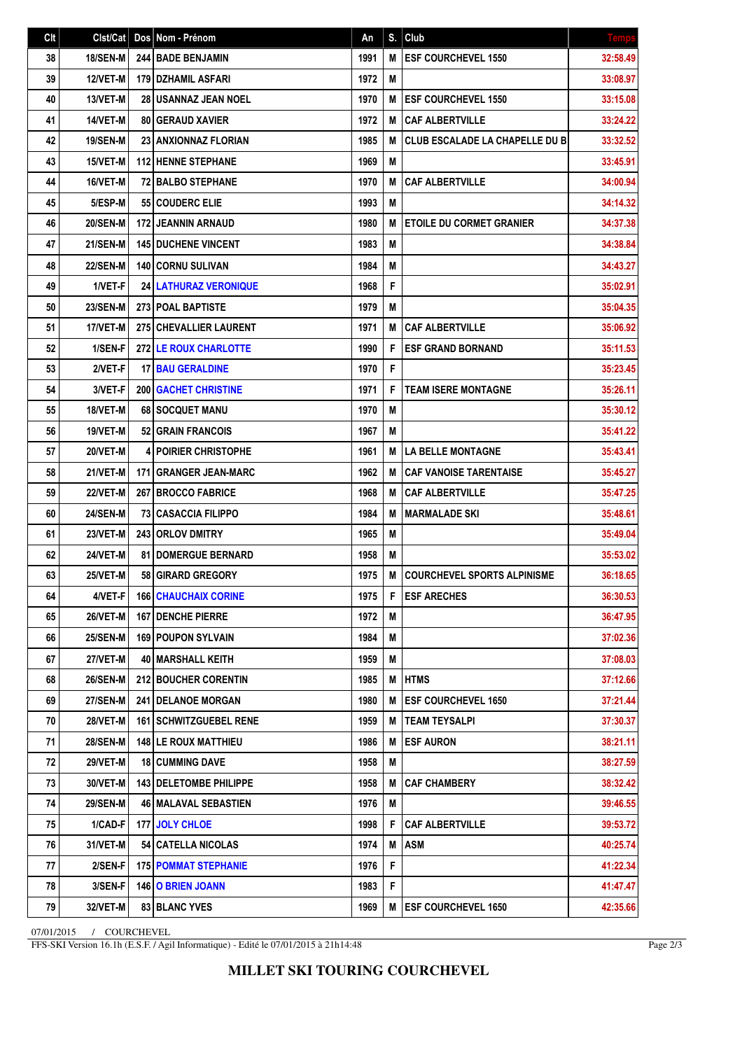| Clt | Clst/Cat | Dos | Nom - Prénom | An | S. | Club | Temps |
|---|---|---|---|---|---|---|---|
| 38 | 18/SEN-M | 244 | BADE BENJAMIN | 1991 | M | ESF COURCHEVEL 1550 | 32:58.49 |
| 39 | 12/VET-M | 179 | DZHAMIL ASFARI | 1972 | M | | 33:08.97 |
| 40 | 13/VET-M | 28 | USANNAZ JEAN NOEL | 1970 | M | ESF COURCHEVEL 1550 | 33:15.08 |
| 41 | 14/VET-M | 80 | GERAUD XAVIER | 1972 | M | CAF ALBERTVILLE | 33:24.22 |
| 42 | 19/SEN-M | 23 | ANXIONNAZ FLORIAN | 1985 | M | CLUB ESCALADE LA CHAPELLE DU B | 33:32.52 |
| 43 | 15/VET-M | 112 | HENNE STEPHANE | 1969 | M | | 33:45.91 |
| 44 | 16/VET-M | 72 | BALBO STEPHANE | 1970 | M | CAF ALBERTVILLE | 34:00.94 |
| 45 | 5/ESP-M | 55 | COUDERC ELIE | 1993 | M | | 34:14.32 |
| 46 | 20/SEN-M | 172 | JEANNIN ARNAUD | 1980 | M | ETOILE DU CORMET GRANIER | 34:37.38 |
| 47 | 21/SEN-M | 145 | DUCHENE VINCENT | 1983 | M | | 34:38.84 |
| 48 | 22/SEN-M | 140 | CORNU SULIVAN | 1984 | M | | 34:43.27 |
| 49 | 1/VET-F | 24 | LATHURAZ VERONIQUE | 1968 | F | | 35:02.91 |
| 50 | 23/SEN-M | 273 | POAL BAPTISTE | 1979 | M | | 35:04.35 |
| 51 | 17/VET-M | 275 | CHEVALLIER LAURENT | 1971 | M | CAF ALBERTVILLE | 35:06.92 |
| 52 | 1/SEN-F | 272 | LE ROUX CHARLOTTE | 1990 | F | ESF GRAND BORNAND | 35:11.53 |
| 53 | 2/VET-F | 17 | BAU GERALDINE | 1970 | F | | 35:23.45 |
| 54 | 3/VET-F | 200 | GACHET CHRISTINE | 1971 | F | TEAM ISERE MONTAGNE | 35:26.11 |
| 55 | 18/VET-M | 68 | SOCQUET MANU | 1970 | M | | 35:30.12 |
| 56 | 19/VET-M | 52 | GRAIN FRANCOIS | 1967 | M | | 35:41.22 |
| 57 | 20/VET-M | 4 | POIRIER CHRISTOPHE | 1961 | M | LA BELLE MONTAGNE | 35:43.41 |
| 58 | 21/VET-M | 171 | GRANGER JEAN-MARC | 1962 | M | CAF VANOISE TARENTAISE | 35:45.27 |
| 59 | 22/VET-M | 267 | BROCCO FABRICE | 1968 | M | CAF ALBERTVILLE | 35:47.25 |
| 60 | 24/SEN-M | 73 | CASACCIA FILIPPO | 1984 | M | MARMALADE SKI | 35:48.61 |
| 61 | 23/VET-M | 243 | ORLOV DMITRY | 1965 | M | | 35:49.04 |
| 62 | 24/VET-M | 81 | DOMERGUE BERNARD | 1958 | M | | 35:53.02 |
| 63 | 25/VET-M | 58 | GIRARD GREGORY | 1975 | M | COURCHEVEL SPORTS ALPINISME | 36:18.65 |
| 64 | 4/VET-F | 166 | CHAUCHAIX CORINE | 1975 | F | ESF ARECHES | 36:30.53 |
| 65 | 26/VET-M | 167 | DENCHE PIERRE | 1972 | M | | 36:47.95 |
| 66 | 25/SEN-M | 169 | POUPON SYLVAIN | 1984 | M | | 37:02.36 |
| 67 | 27/VET-M | 40 | MARSHALL KEITH | 1959 | M | | 37:08.03 |
| 68 | 26/SEN-M | 212 | BOUCHER CORENTIN | 1985 | M | HTMS | 37:12.66 |
| 69 | 27/SEN-M | 241 | DELANOE MORGAN | 1980 | M | ESF COURCHEVEL 1650 | 37:21.44 |
| 70 | 28/VET-M | 161 | SCHWITZGUEBEL RENE | 1959 | M | TEAM TEYSALPI | 37:30.37 |
| 71 | 28/SEN-M | 148 | LE ROUX MATTHIEU | 1986 | M | ESF AURON | 38:21.11 |
| 72 | 29/VET-M | 18 | CUMMING DAVE | 1958 | M | | 38:27.59 |
| 73 | 30/VET-M | 143 | DELETOMBE PHILIPPE | 1958 | M | CAF CHAMBERY | 38:32.42 |
| 74 | 29/SEN-M | 46 | MALAVAL SEBASTIEN | 1976 | M | | 39:46.55 |
| 75 | 1/CAD-F | 177 | JOLY CHLOE | 1998 | F | CAF ALBERTVILLE | 39:53.72 |
| 76 | 31/VET-M | 54 | CATELLA NICOLAS | 1974 | M | ASM | 40:25.74 |
| 77 | 2/SEN-F | 175 | POMMAT STEPHANIE | 1976 | F | | 41:22.34 |
| 78 | 3/SEN-F | 146 | O BRIEN JOANN | 1983 | F | | 41:47.47 |
| 79 | 32/VET-M | 83 | BLANC YVES | 1969 | M | ESF COURCHEVEL 1650 | 42:35.66 |

07/01/2015 / COURCHEVEL

FFS-SKI Version 16.1h (E.S.F. / Agil Informatique) - Edité le 07/01/2015 à 21h14:48

**MILLET SKI TOURING COURCHEVEL**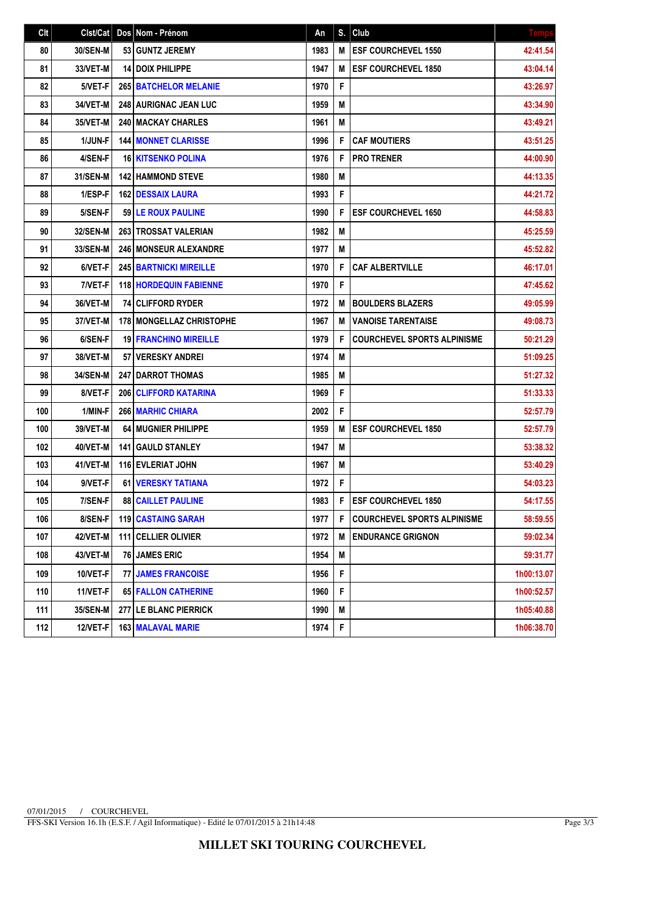| Clt | Clst/Cat | Dos | Nom - Prénom | An | S. | Club | Temps |
|---|---|---|---|---|---|---|---|
| 80 | 30/SEN-M | 53 | GUNTZ JEREMY | 1983 | M | ESF COURCHEVEL 1550 | 42:41.54 |
| 81 | 33/VET-M | 14 | DOIX PHILIPPE | 1947 | M | ESF COURCHEVEL 1850 | 43:04.14 |
| 82 | 5/VET-F | 265 | BATCHELOR MELANIE | 1970 | F | | 43:26.97 |
| 83 | 34/VET-M | 248 | AURIGNAC JEAN LUC | 1959 | M | | 43:34.90 |
| 84 | 35/VET-M | 240 | MACKAY CHARLES | 1961 | M | | 43:49.21 |
| 85 | 1/JUN-F | 144 | MONNET CLARISSE | 1996 | F | CAF MOUTIERS | 43:51.25 |
| 86 | 4/SEN-F | 16 | KITSENKO POLINA | 1976 | F | PRO TRENER | 44:00.90 |
| 87 | 31/SEN-M | 142 | HAMMOND STEVE | 1980 | M | | 44:13.35 |
| 88 | 1/ESP-F | 162 | DESSAIX LAURA | 1993 | F | | 44:21.72 |
| 89 | 5/SEN-F | 59 | LE ROUX PAULINE | 1990 | F | ESF COURCHEVEL 1650 | 44:58.83 |
| 90 | 32/SEN-M | 263 | TROSSAT VALERIAN | 1982 | M | | 45:25.59 |
| 91 | 33/SEN-M | 246 | MONSEUR ALEXANDRE | 1977 | M | | 45:52.82 |
| 92 | 6/VET-F | 245 | BARTNICKI MIREILLE | 1970 | F | CAF ALBERTVILLE | 46:17.01 |
| 93 | 7/VET-F | 118 | HORDEQUIN FABIENNE | 1970 | F | | 47:45.62 |
| 94 | 36/VET-M | 74 | CLIFFORD RYDER | 1972 | M | BOULDERS BLAZERS | 49:05.99 |
| 95 | 37/VET-M | 178 | MONGELLAZ CHRISTOPHE | 1967 | M | VANOISE TARENTAISE | 49:08.73 |
| 96 | 6/SEN-F | 19 | FRANCHINO MIREILLE | 1979 | F | COURCHEVEL SPORTS ALPINISME | 50:21.29 |
| 97 | 38/VET-M | 57 | VERESKY ANDREI | 1974 | M | | 51:09.25 |
| 98 | 34/SEN-M | 247 | DARROT THOMAS | 1985 | M | | 51:27.32 |
| 99 | 8/VET-F | 206 | CLIFFORD KATARINA | 1969 | F | | 51:33.33 |
| 100 | 1/MIN-F | 266 | MARHIC CHIARA | 2002 | F | | 52:57.79 |
| 100 | 39/VET-M | 64 | MUGNIER PHILIPPE | 1959 | M | ESF COURCHEVEL 1850 | 52:57.79 |
| 102 | 40/VET-M | 141 | GAULD STANLEY | 1947 | M | | 53:38.32 |
| 103 | 41/VET-M | 116 | EVLERIAT JOHN | 1967 | M | | 53:40.29 |
| 104 | 9/VET-F | 61 | VERESKY TATIANA | 1972 | F | | 54:03.23 |
| 105 | 7/SEN-F | 88 | CAILLET PAULINE | 1983 | F | ESF COURCHEVEL 1850 | 54:17.55 |
| 106 | 8/SEN-F | 119 | CASTAING SARAH | 1977 | F | COURCHEVEL SPORTS ALPINISME | 58:59.55 |
| 107 | 42/VET-M | 111 | CELLIER OLIVIER | 1972 | M | ENDURANCE GRIGNON | 59:02.34 |
| 108 | 43/VET-M | 76 | JAMES ERIC | 1954 | M | | 59:31.77 |
| 109 | 10/VET-F | 77 | JAMES FRANCOISE | 1956 | F | | 1h00:13.07 |
| 110 | 11/VET-F | 65 | FALLON CATHERINE | 1960 | F | | 1h00:52.57 |
| 111 | 35/SEN-M | 277 | LE BLANC PIERRICK | 1990 | M | | 1h05:40.88 |
| 112 | 12/VET-F | 163 | MALAVAL MARIE | 1974 | F | | 1h06:38.70 |

07/01/2015 / COURCHEVEL

FFS-SKI Version 16.1h (E.S.F. / Agil Informatique) - Edité le 07/01/2015 à 21h14:48

**MILLET SKI TOURING COURCHEVEL**